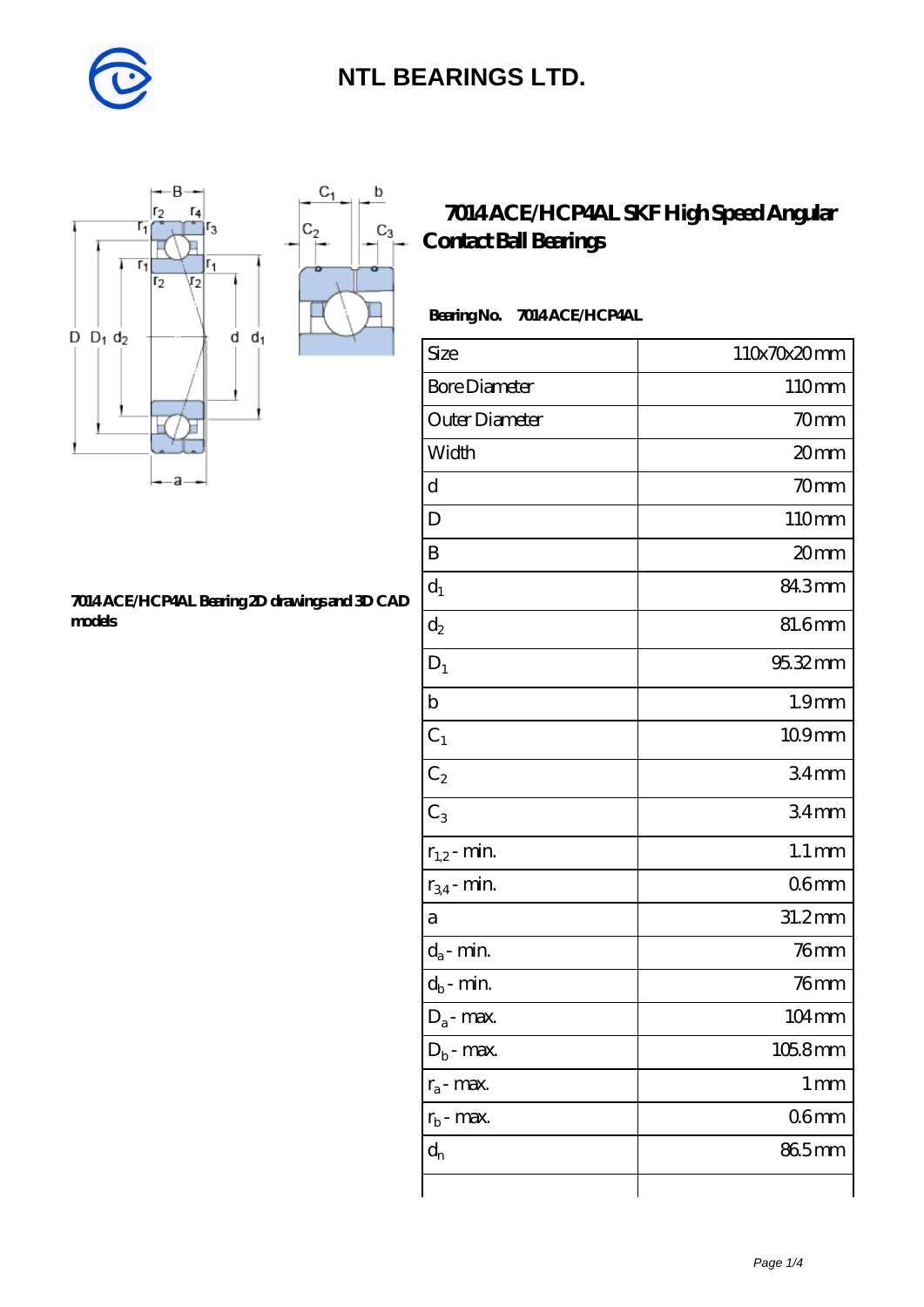# NTL BEARINGS LTD.

## 7014 ACE/HCP4AL SKF High Speed Angular Contact Ball Bearings

**7014 ACE/HCP4AL Bearing 2D drawings and 3D CAD models**

**Bearing No.** 7014 ACE/HCP4AL

| Size | 110x70x20 mm |
|---|---|
| Bore Diameter | 110 mm |
| Outer Diameter | 70 mm |
| Width | 20 mm |
| d | 70 mm |
| D | 110 mm |
| B | 20 mm |
| $d_1$ | 84.3 mm |
| $d_2$ | 81.6 mm |
| $D_1$ | 95.32 mm |
| b | 1.9 mm |
| $C_1$ | 10.9 mm |
| $C_2$ | 3.4 mm |
| $C_3$ | 3.4 mm |
| $r_{1,2}$ - min. | 1.1 mm |
| $r_{3,4}$ - min. | 0.6 mm |
| a | 31.2 mm |
| $d_a$ - min. | 76 mm |
| $d_b$ - min. | 76 mm |
| $D_a$ - max. | 104 mm |
| $D_b$ - max. | 105.8 mm |
| $r_a$ - max. | 1 mm |
| $r_b$ - max. | 0.6 mm |
| $d_n$ | 86.5 mm |
| | |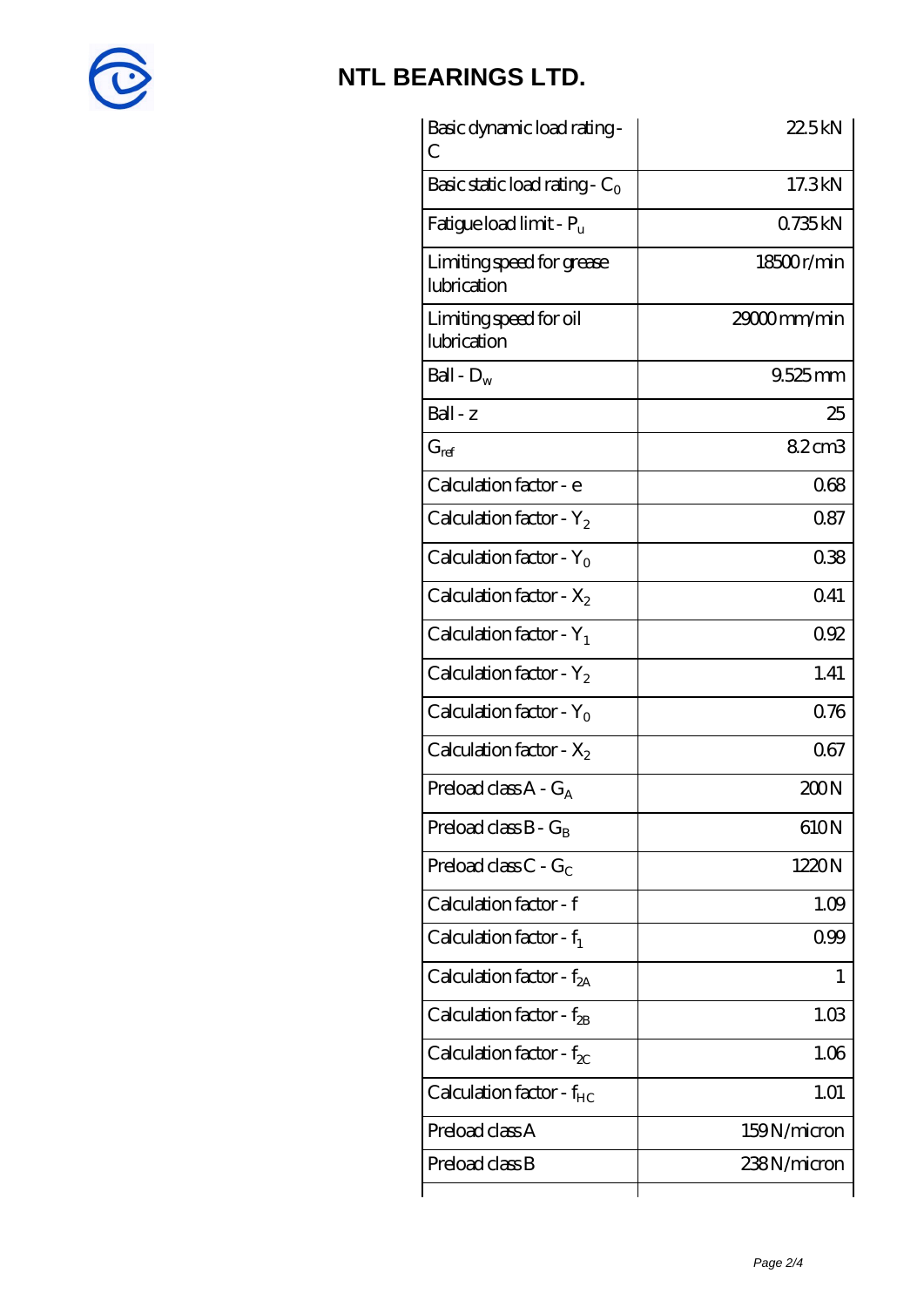# NTL BEARINGS LTD.

| | |
|---|---|
| Basic dynamic load rating - C | 22.5 kN |
| Basic static load rating - $C_0$ | 17.3 kN |
| Fatigue load limit - $P_u$ | 0.735 kN |
| Limiting speed for grease lubrication | 18500 r/min |
| Limiting speed for oil lubrication | 29000 mm/min |
| Ball - $D_w$ | 9.525 mm |
| Ball - z | 25 |
| $G_{ref}$ | 8.2 cm3 |
| Calculation factor - e | 0.68 |
| Calculation factor - $Y_2$ | 0.87 |
| Calculation factor - $Y_0$ | 0.38 |
| Calculation factor - $X_2$ | 0.41 |
| Calculation factor - $Y_1$ | 0.92 |
| Calculation factor - $Y_2$ | 1.41 |
| Calculation factor - $Y_0$ | 0.76 |
| Calculation factor - $X_2$ | 0.67 |
| Preload class A - $G_A$ | 200 N |
| Preload class B - $G_B$ | 610 N |
| Preload class C - $G_C$ | 1220 N |
| Calculation factor - f | 1.09 |
| Calculation factor - $f_1$ | 0.99 |
| Calculation factor - $f_{2A}$ | 1 |
| Calculation factor - $f_{2B}$ | 1.03 |
| Calculation factor - $f_{2C}$ | 1.06 |
| Calculation factor - $f_{HC}$ | 1.01 |
| Preload class A | 159 N/micron |
| Preload class B | 238 N/micron |
| | |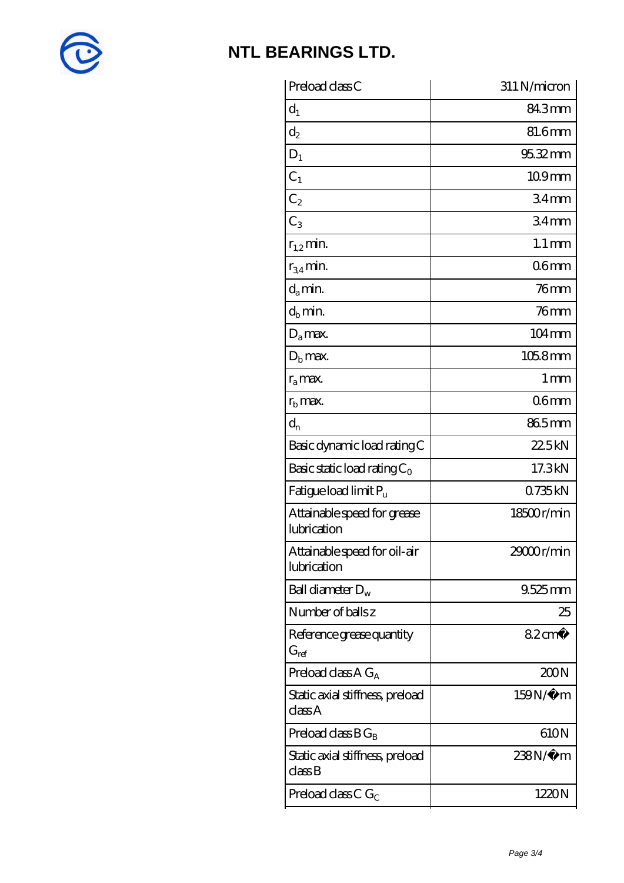## NTL BEARINGS LTD.

| | |
|---|---|
| Preload class C | 311 N/micron |
| $d_1$ | 84.3 mm |
| $d_2$ | 81.6 mm |
| $D_1$ | 95.32 mm |
| $C_1$ | 10.9 mm |
| $C_2$ | 3.4 mm |
| $C_3$ | 3.4 mm |
| $r_{1,2}$ min. | 1.1 mm |
| $r_{3,4}$ min. | 0.6 mm |
| $d_a$ min. | 76 mm |
| $d_b$ min. | 76 mm |
| $D_a$ max. | 104 mm |
| $D_b$ max. | 105.8 mm |
| $r_a$ max. | 1 mm |
| $r_b$ max. | 0.6 mm |
| $d_n$ | 86.5 mm |
| Basic dynamic load rating C | 22.5 kN |
| Basic static load rating $C_0$ | 17.3 kN |
| Fatigue load limit $P_u$ | 0.735 kN |
| Attainable speed for grease lubrication | 18500 r/min |
| Attainable speed for oil-air lubrication | 29000 r/min |
| Ball diameter $D_w$ | 9.525 mm |
| Number of balls z | 25 |
| Reference grease quantity $G_{ref}$ | 8.2 cm� |
| Preload class A $G_A$ | 200 N |
| Static axial stiffness, preload class A | 159 N/�m |
| Preload class B $G_B$ | 610 N |
| Static axial stiffness, preload class B | 238 N/�m |
| Preload class C $G_C$ | 1220 N |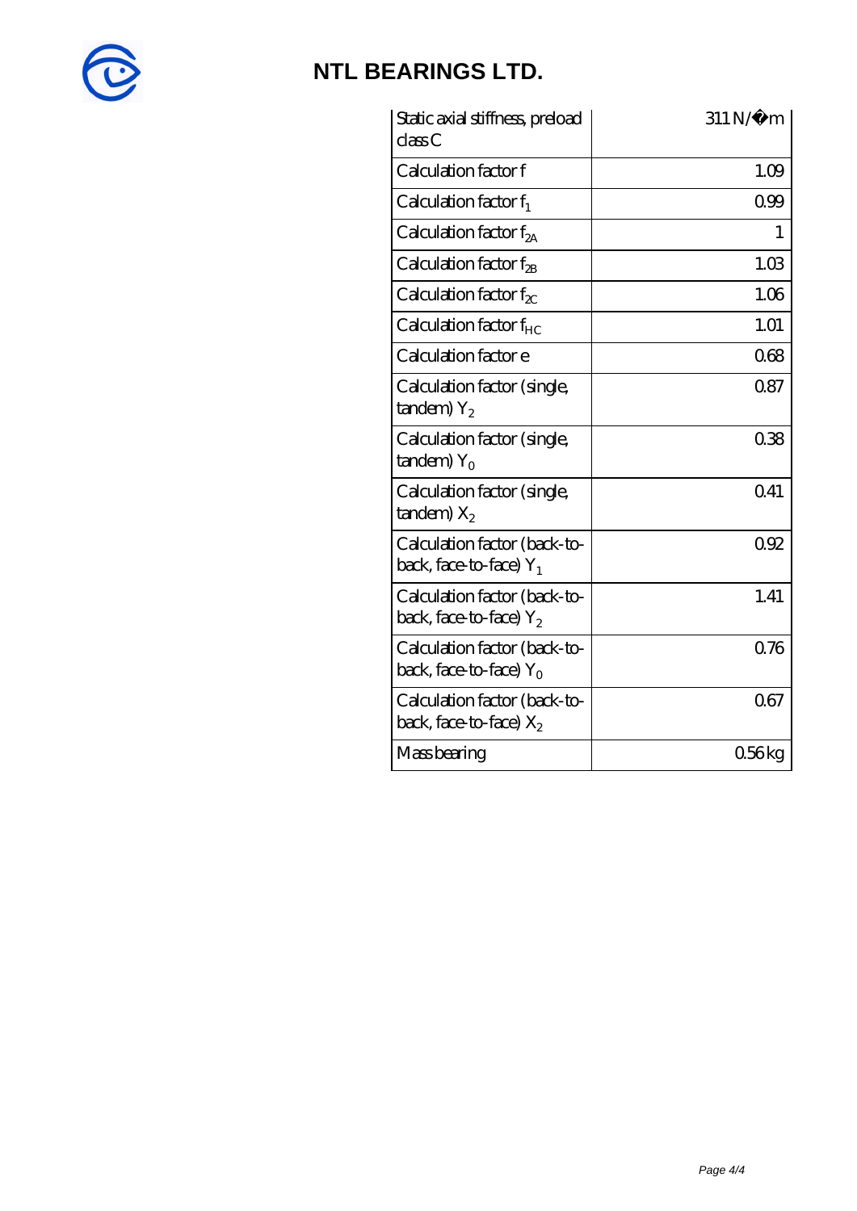| | |
|---|---|
| Static axial stiffness, preload class C | 311 N/�m |
| Calculation factor f | 1.09 |
| Calculation factor $f_1$ | 0.99 |
| Calculation factor $f_{2A}$ | 1 |
| Calculation factor $f_{2B}$ | 1.03 |
| Calculation factor $f_{2C}$ | 1.06 |
| Calculation factor $f_{HC}$ | 1.01 |
| Calculation factor e | 0.68 |
| Calculation factor (single, tandem) $Y_2$ | 0.87 |
| Calculation factor (single, tandem) $Y_0$ | 0.38 |
| Calculation factor (single, tandem) $X_2$ | 0.41 |
| Calculation factor (back-to-back, face-to-face) $Y_1$ | 0.92 |
| Calculation factor (back-to-back, face-to-face) $Y_2$ | 1.41 |
| Calculation factor (back-to-back, face-to-face) $Y_0$ | 0.76 |
| Calculation factor (back-to-back, face-to-face) $X_2$ | 0.67 |
| Mass bearing | 0.56 kg |